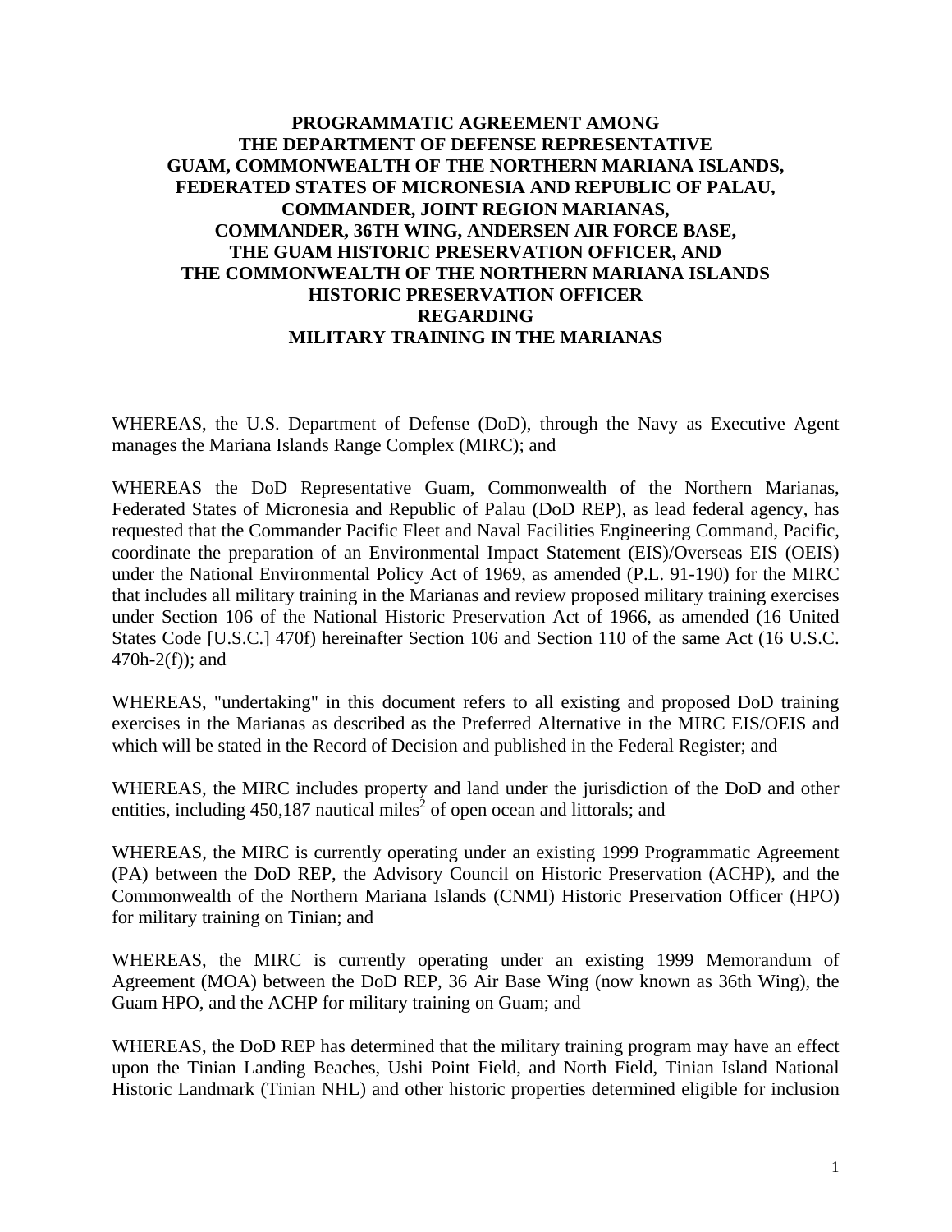# PROGRAMMATIC AGREEMENT AMONG THE DEPARTMENT OF DEFENSE REPRESENTATIVE GUAM, COMMONWEALTH OF THE NORTHERN MARIANA ISLANDS, FEDERATED STATES OF MICRONESIA AND REPUBLIC OF PALAU, COMMANDER, JOINT REGION MARIANAS, COMMANDER, 36TH WING, ANDERSEN AIR FORCE BASE, THE GUAM HISTORIC PRESERVATION OFFICER, AND THE COMMONWEALTH OF THE NORTHERN MARIANA ISLANDS HISTORIC PRESERVATION OFFICER REGARDING MILITARY TRAINING IN THE MARIANAS

WHEREAS, the U.S. Department of Defense (DoD), through the Navy as Executive Agent manages the Mariana Islands Range Complex (MIRC); and

WHEREAS the DoD Representative Guam, Commonwealth of the Northern Marianas, Federated States of Micronesia and Republic of Palau (DoD REP), as lead federal agency, has requested that the Commander Pacific Fleet and Naval Facilities Engineering Command, Pacific, coordinate the preparation of an Environmental Impact Statement (EIS)/Overseas EIS (OEIS) under the National Environmental Policy Act of 1969, as amended (P.L. 91-190) for the MIRC that includes all military training in the Marianas and review proposed military training exercises under Section 106 of the National Historic Preservation Act of 1966, as amended (16 United States Code [U.S.C.] 470f) hereinafter Section 106 and Section 110 of the same Act (16 U.S.C. 470h-2(f)); and

WHEREAS, "undertaking" in this document refers to all existing and proposed DoD training exercises in the Marianas as described as the Preferred Alternative in the MIRC EIS/OEIS and which will be stated in the Record of Decision and published in the Federal Register; and

WHEREAS, the MIRC includes property and land under the jurisdiction of the DoD and other entities, including 450,187 nautical miles$^2$ of open ocean and littorals; and

WHEREAS, the MIRC is currently operating under an existing 1999 Programmatic Agreement (PA) between the DoD REP, the Advisory Council on Historic Preservation (ACHP), and the Commonwealth of the Northern Mariana Islands (CNMI) Historic Preservation Officer (HPO) for military training on Tinian; and

WHEREAS, the MIRC is currently operating under an existing 1999 Memorandum of Agreement (MOA) between the DoD REP, 36 Air Base Wing (now known as 36th Wing), the Guam HPO, and the ACHP for military training on Guam; and

WHEREAS, the DoD REP has determined that the military training program may have an effect upon the Tinian Landing Beaches, Ushi Point Field, and North Field, Tinian Island National Historic Landmark (Tinian NHL) and other historic properties determined eligible for inclusion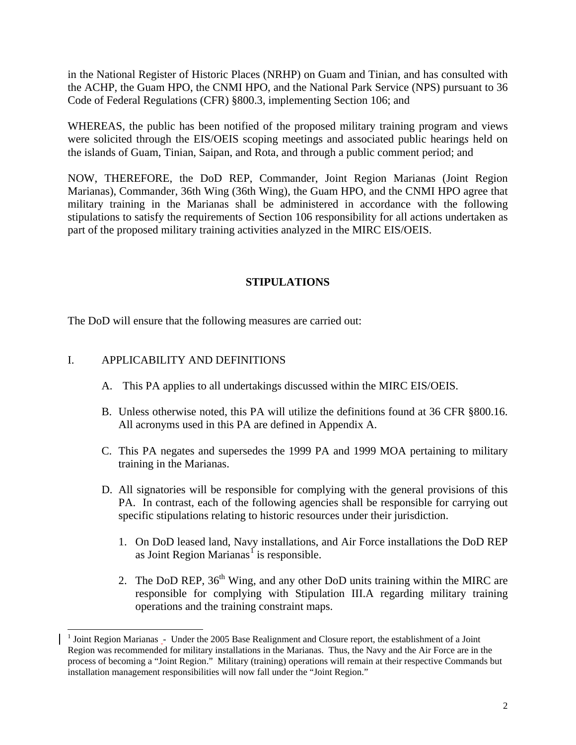in the National Register of Historic Places (NRHP) on Guam and Tinian, and has consulted with the ACHP, the Guam HPO, the CNMI HPO, and the National Park Service (NPS) pursuant to 36 Code of Federal Regulations (CFR) §800.3, implementing Section 106; and

WHEREAS, the public has been notified of the proposed military training program and views were solicited through the EIS/OEIS scoping meetings and associated public hearings held on the islands of Guam, Tinian, Saipan, and Rota, and through a public comment period; and

NOW, THEREFORE, the DoD REP, Commander, Joint Region Marianas (Joint Region Marianas), Commander, 36th Wing (36th Wing), the Guam HPO, and the CNMI HPO agree that military training in the Marianas shall be administered in accordance with the following stipulations to satisfy the requirements of Section 106 responsibility for all actions undertaken as part of the proposed military training activities analyzed in the MIRC EIS/OEIS.

## STIPULATIONS

The DoD will ensure that the following measures are carried out:

### I. APPLICABILITY AND DEFINITIONS

A. This PA applies to all undertakings discussed within the MIRC EIS/OEIS.

B. Unless otherwise noted, this PA will utilize the definitions found at 36 CFR §800.16. All acronyms used in this PA are defined in Appendix A.

C. This PA negates and supersedes the 1999 PA and 1999 MOA pertaining to military training in the Marianas.

D. All signatories will be responsible for complying with the general provisions of this PA. In contrast, each of the following agencies shall be responsible for carrying out specific stipulations relating to historic resources under their jurisdiction.

1. On DoD leased land, Navy installations, and Air Force installations the DoD REP as Joint Region Marianas[1] is responsible.

2. The DoD REP, 36th Wing, and any other DoD units training within the MIRC are responsible for complying with Stipulation III.A regarding military training operations and the training constraint maps.

---

[1] Joint Region Marianas - Under the 2005 Base Realignment and Closure report, the establishment of a Joint Region was recommended for military installations in the Marianas. Thus, the Navy and the Air Force are in the process of becoming a "Joint Region." Military (training) operations will remain at their respective Commands but installation management responsibilities will now fall under the "Joint Region."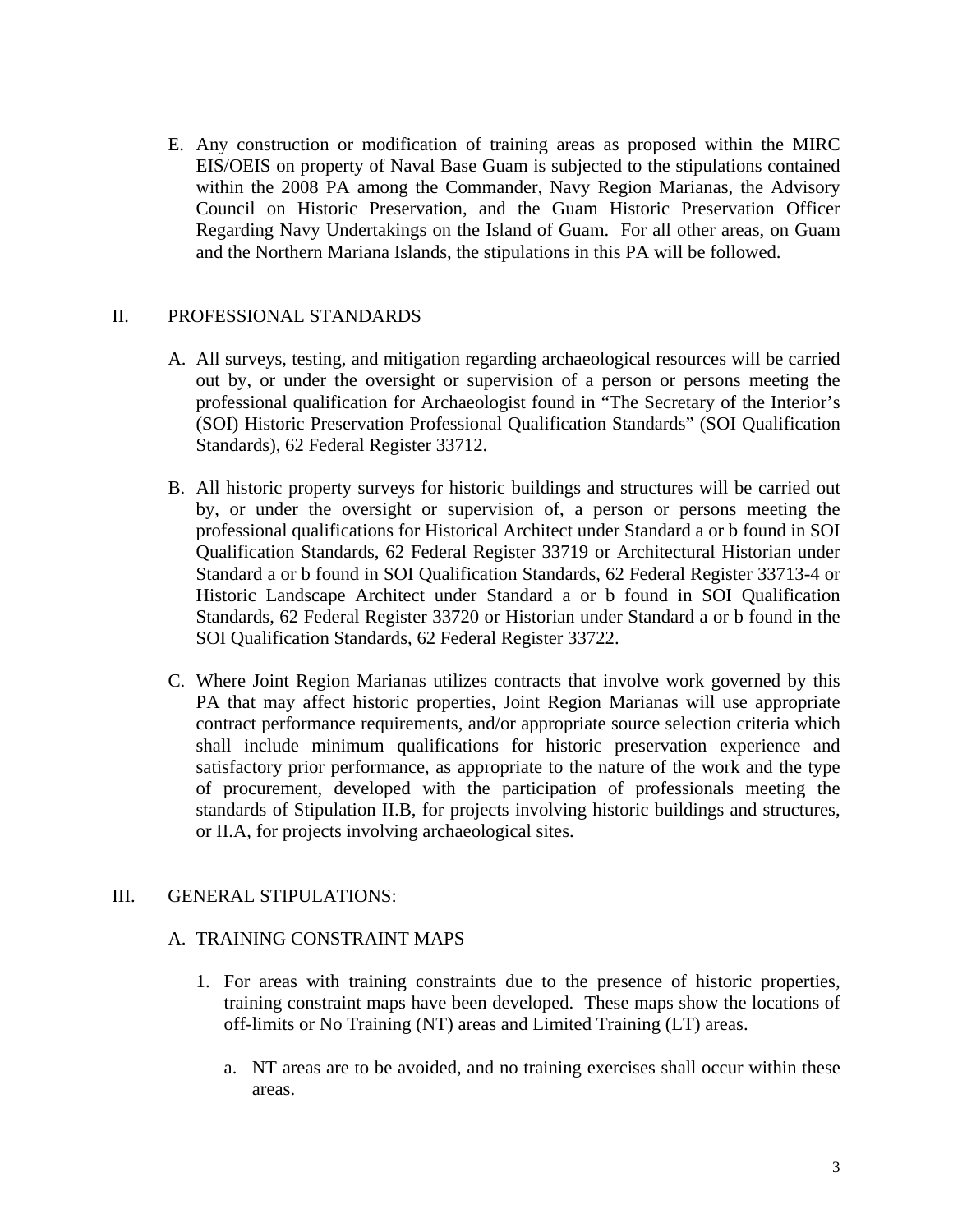E. Any construction or modification of training areas as proposed within the MIRC EIS/OEIS on property of Naval Base Guam is subjected to the stipulations contained within the 2008 PA among the Commander, Navy Region Marianas, the Advisory Council on Historic Preservation, and the Guam Historic Preservation Officer Regarding Navy Undertakings on the Island of Guam. For all other areas, on Guam and the Northern Mariana Islands, the stipulations in this PA will be followed.

## II. PROFESSIONAL STANDARDS

A. All surveys, testing, and mitigation regarding archaeological resources will be carried out by, or under the oversight or supervision of a person or persons meeting the professional qualification for Archaeologist found in "The Secretary of the Interior's (SOI) Historic Preservation Professional Qualification Standards" (SOI Qualification Standards), 62 Federal Register 33712.

B. All historic property surveys for historic buildings and structures will be carried out by, or under the oversight or supervision of, a person or persons meeting the professional qualifications for Historical Architect under Standard a or b found in SOI Qualification Standards, 62 Federal Register 33719 or Architectural Historian under Standard a or b found in SOI Qualification Standards, 62 Federal Register 33713-4 or Historic Landscape Architect under Standard a or b found in SOI Qualification Standards, 62 Federal Register 33720 or Historian under Standard a or b found in the SOI Qualification Standards, 62 Federal Register 33722.

C. Where Joint Region Marianas utilizes contracts that involve work governed by this PA that may affect historic properties, Joint Region Marianas will use appropriate contract performance requirements, and/or appropriate source selection criteria which shall include minimum qualifications for historic preservation experience and satisfactory prior performance, as appropriate to the nature of the work and the type of procurement, developed with the participation of professionals meeting the standards of Stipulation II.B, for projects involving historic buildings and structures, or II.A, for projects involving archaeological sites.

## III. GENERAL STIPULATIONS:

### A. TRAINING CONSTRAINT MAPS

1. For areas with training constraints due to the presence of historic properties, training constraint maps have been developed. These maps show the locations of off-limits or No Training (NT) areas and Limited Training (LT) areas.

   a. NT areas are to be avoided, and no training exercises shall occur within these areas.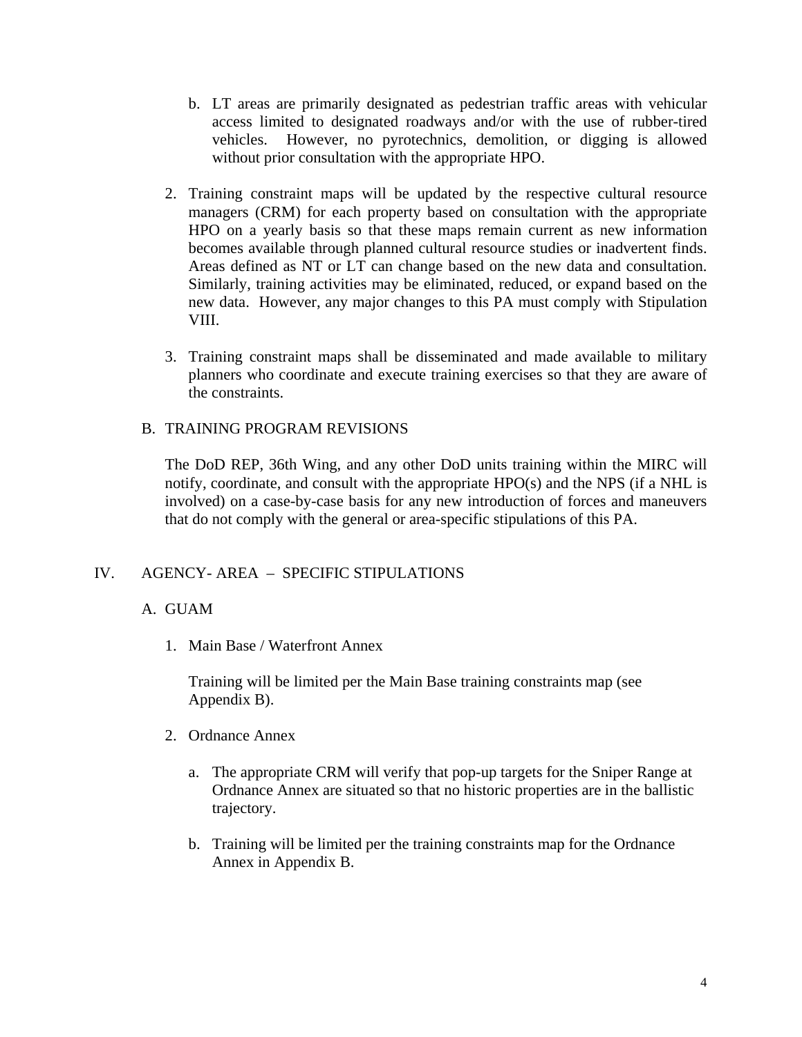b. LT areas are primarily designated as pedestrian traffic areas with vehicular access limited to designated roadways and/or with the use of rubber-tired vehicles. However, no pyrotechnics, demolition, or digging is allowed without prior consultation with the appropriate HPO.

2. Training constraint maps will be updated by the respective cultural resource managers (CRM) for each property based on consultation with the appropriate HPO on a yearly basis so that these maps remain current as new information becomes available through planned cultural resource studies or inadvertent finds. Areas defined as NT or LT can change based on the new data and consultation. Similarly, training activities may be eliminated, reduced, or expand based on the new data. However, any major changes to this PA must comply with Stipulation VIII.

3. Training constraint maps shall be disseminated and made available to military planners who coordinate and execute training exercises so that they are aware of the constraints.

B. TRAINING PROGRAM REVISIONS

The DoD REP, 36th Wing, and any other DoD units training within the MIRC will notify, coordinate, and consult with the appropriate HPO(s) and the NPS (if a NHL is involved) on a case-by-case basis for any new introduction of forces and maneuvers that do not comply with the general or area-specific stipulations of this PA.

## IV. AGENCY- AREA – SPECIFIC STIPULATIONS

### A. GUAM

1. Main Base / Waterfront Annex

   Training will be limited per the Main Base training constraints map (see Appendix B).

2. Ordnance Annex

   a. The appropriate CRM will verify that pop-up targets for the Sniper Range at Ordnance Annex are situated so that no historic properties are in the ballistic trajectory.

   b. Training will be limited per the training constraints map for the Ordnance Annex in Appendix B.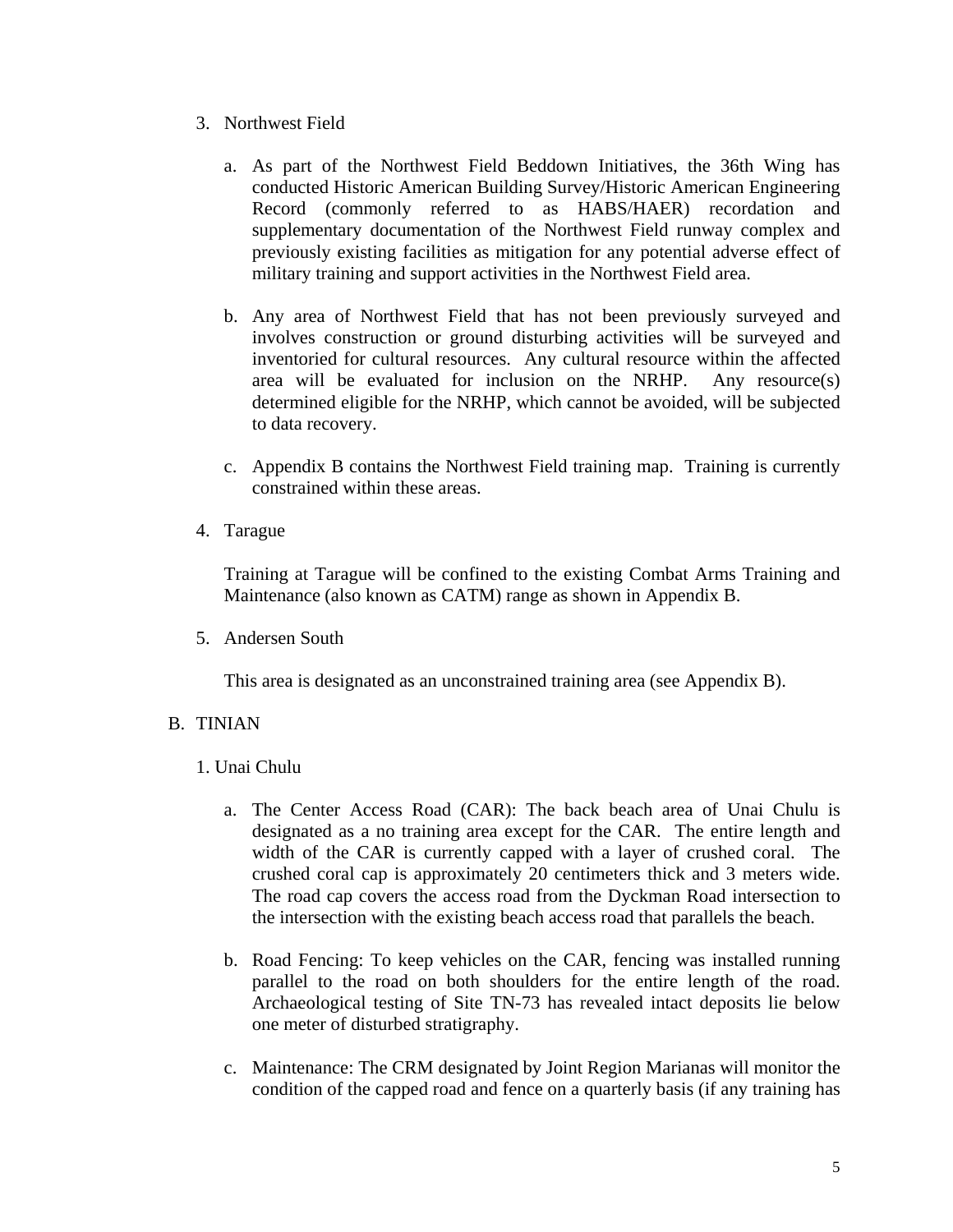3. Northwest Field

   a. As part of the Northwest Field Beddown Initiatives, the 36th Wing has conducted Historic American Building Survey/Historic American Engineering Record (commonly referred to as HABS/HAER) recordation and supplementary documentation of the Northwest Field runway complex and previously existing facilities as mitigation for any potential adverse effect of military training and support activities in the Northwest Field area.

   b. Any area of Northwest Field that has not been previously surveyed and involves construction or ground disturbing activities will be surveyed and inventoried for cultural resources. Any cultural resource within the affected area will be evaluated for inclusion on the NRHP. Any resource(s) determined eligible for the NRHP, which cannot be avoided, will be subjected to data recovery.

   c. Appendix B contains the Northwest Field training map. Training is currently constrained within these areas.

4. Tarague

   Training at Tarague will be confined to the existing Combat Arms Training and Maintenance (also known as CATM) range as shown in Appendix B.

5. Andersen South

   This area is designated as an unconstrained training area (see Appendix B).

B. TINIAN

1. Unai Chulu

   a. The Center Access Road (CAR): The back beach area of Unai Chulu is designated as a no training area except for the CAR. The entire length and width of the CAR is currently capped with a layer of crushed coral. The crushed coral cap is approximately 20 centimeters thick and 3 meters wide. The road cap covers the access road from the Dyckman Road intersection to the intersection with the existing beach access road that parallels the beach.

   b. Road Fencing: To keep vehicles on the CAR, fencing was installed running parallel to the road on both shoulders for the entire length of the road. Archaeological testing of Site TN-73 has revealed intact deposits lie below one meter of disturbed stratigraphy.

   c. Maintenance: The CRM designated by Joint Region Marianas will monitor the condition of the capped road and fence on a quarterly basis (if any training has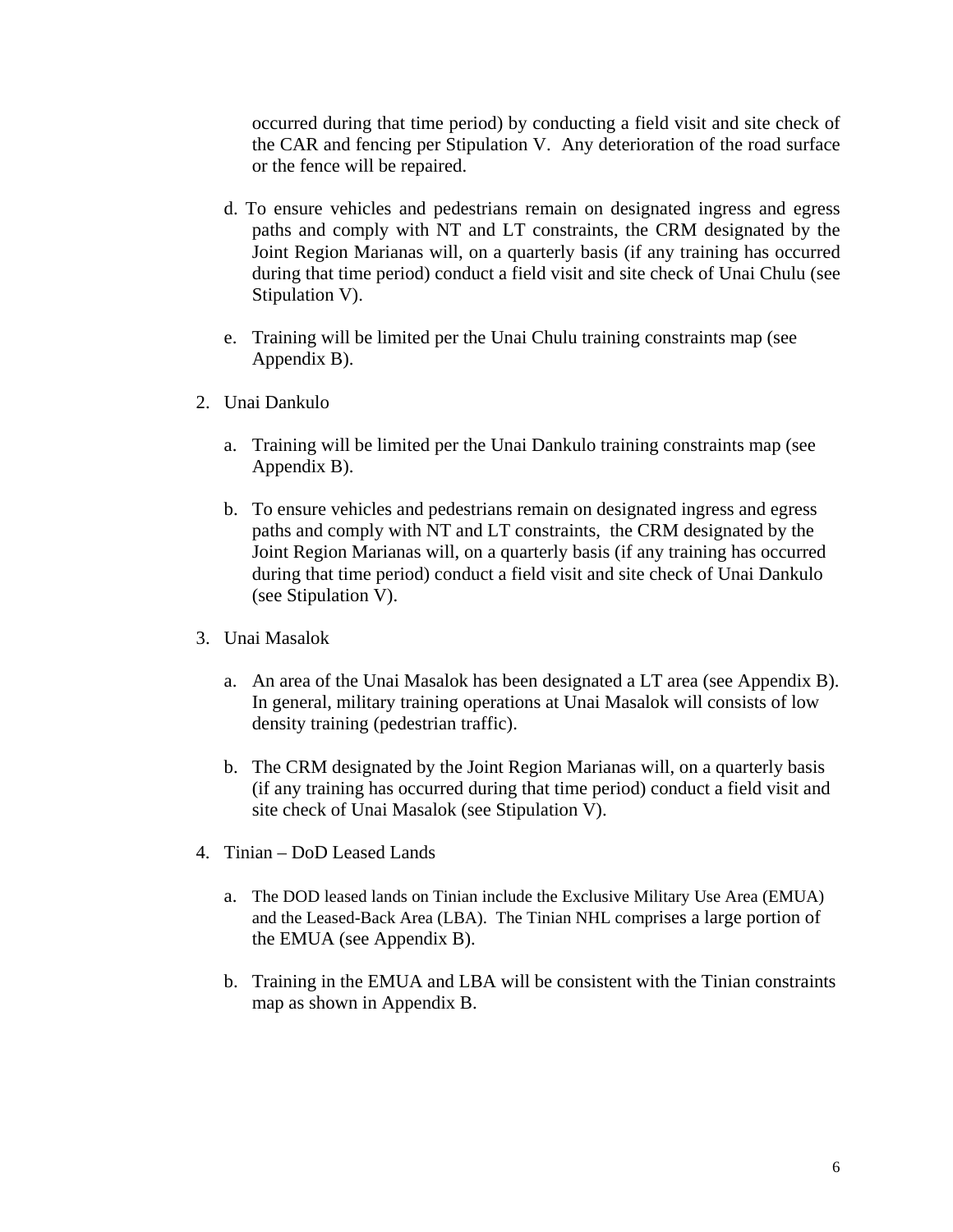occurred during that time period) by conducting a field visit and site check of the CAR and fencing per Stipulation V. Any deterioration of the road surface or the fence will be repaired.

d. To ensure vehicles and pedestrians remain on designated ingress and egress paths and comply with NT and LT constraints, the CRM designated by the Joint Region Marianas will, on a quarterly basis (if any training has occurred during that time period) conduct a field visit and site check of Unai Chulu (see Stipulation V).

e. Training will be limited per the Unai Chulu training constraints map (see Appendix B).

2. Unai Dankulo

   a. Training will be limited per the Unai Dankulo training constraints map (see Appendix B).

   b. To ensure vehicles and pedestrians remain on designated ingress and egress paths and comply with NT and LT constraints, the CRM designated by the Joint Region Marianas will, on a quarterly basis (if any training has occurred during that time period) conduct a field visit and site check of Unai Dankulo (see Stipulation V).

3. Unai Masalok

   a. An area of the Unai Masalok has been designated a LT area (see Appendix B). In general, military training operations at Unai Masalok will consists of low density training (pedestrian traffic).

   b. The CRM designated by the Joint Region Marianas will, on a quarterly basis (if any training has occurred during that time period) conduct a field visit and site check of Unai Masalok (see Stipulation V).

4. Tinian – DoD Leased Lands

   a. The DOD leased lands on Tinian include the Exclusive Military Use Area (EMUA) and the Leased-Back Area (LBA). The Tinian NHL comprises a large portion of the EMUA (see Appendix B).

   b. Training in the EMUA and LBA will be consistent with the Tinian constraints map as shown in Appendix B.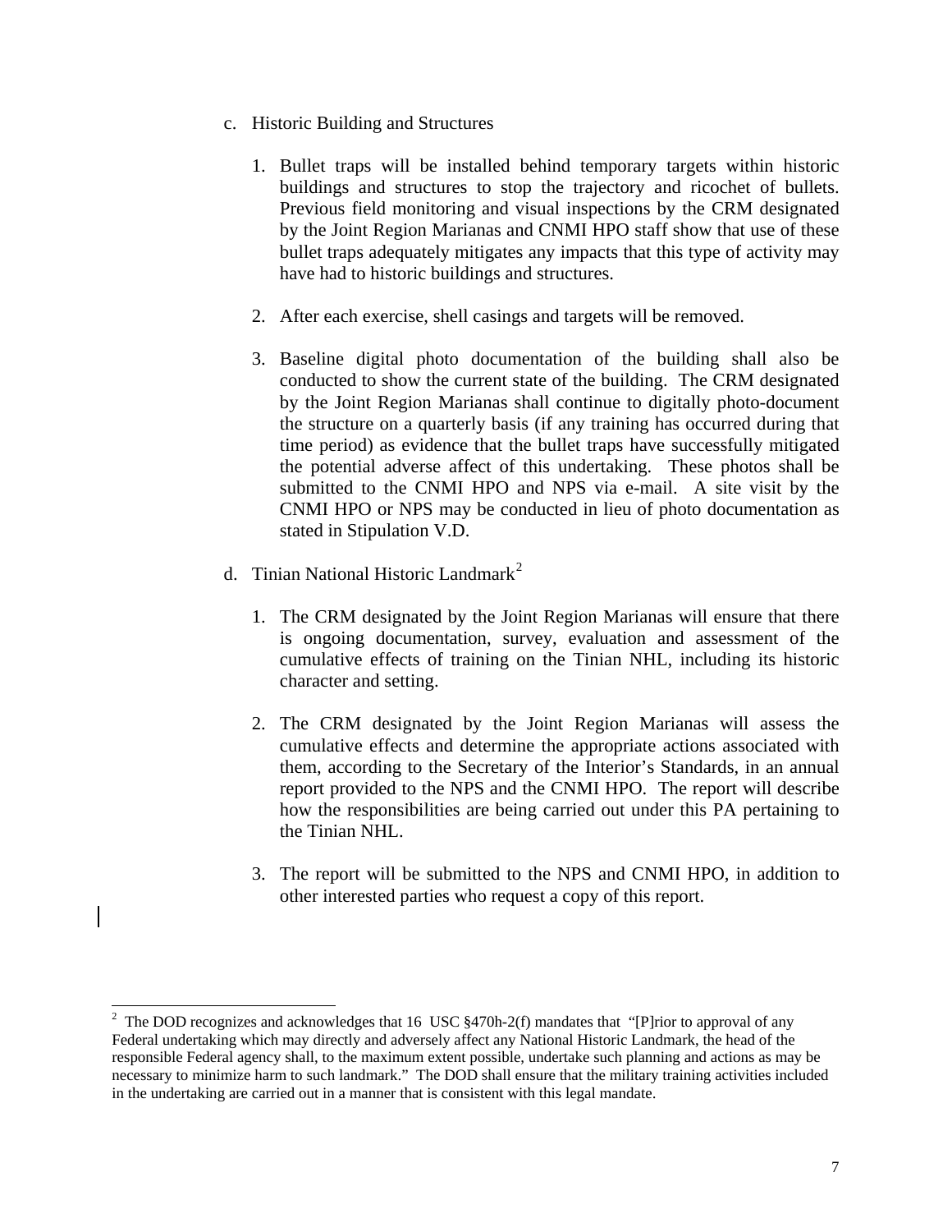c. Historic Building and Structures

   1. Bullet traps will be installed behind temporary targets within historic buildings and structures to stop the trajectory and ricochet of bullets. Previous field monitoring and visual inspections by the CRM designated by the Joint Region Marianas and CNMI HPO staff show that use of these bullet traps adequately mitigates any impacts that this type of activity may have had to historic buildings and structures.

   2. After each exercise, shell casings and targets will be removed.

   3. Baseline digital photo documentation of the building shall also be conducted to show the current state of the building. The CRM designated by the Joint Region Marianas shall continue to digitally photo-document the structure on a quarterly basis (if any training has occurred during that time period) as evidence that the bullet traps have successfully mitigated the potential adverse affect of this undertaking. These photos shall be submitted to the CNMI HPO and NPS via e-mail. A site visit by the CNMI HPO or NPS may be conducted in lieu of photo documentation as stated in Stipulation V.D.

d. Tinian National Historic Landmark[2]

   1. The CRM designated by the Joint Region Marianas will ensure that there is ongoing documentation, survey, evaluation and assessment of the cumulative effects of training on the Tinian NHL, including its historic character and setting.

   2. The CRM designated by the Joint Region Marianas will assess the cumulative effects and determine the appropriate actions associated with them, according to the Secretary of the Interior's Standards, in an annual report provided to the NPS and the CNMI HPO. The report will describe how the responsibilities are being carried out under this PA pertaining to the Tinian NHL.

   3. The report will be submitted to the NPS and CNMI HPO, in addition to other interested parties who request a copy of this report.

---

[2] The DOD recognizes and acknowledges that 16 USC §470h-2(f) mandates that "[P]rior to approval of any Federal undertaking which may directly and adversely affect any National Historic Landmark, the head of the responsible Federal agency shall, to the maximum extent possible, undertake such planning and actions as may be necessary to minimize harm to such landmark." The DOD shall ensure that the military training activities included in the undertaking are carried out in a manner that is consistent with this legal mandate.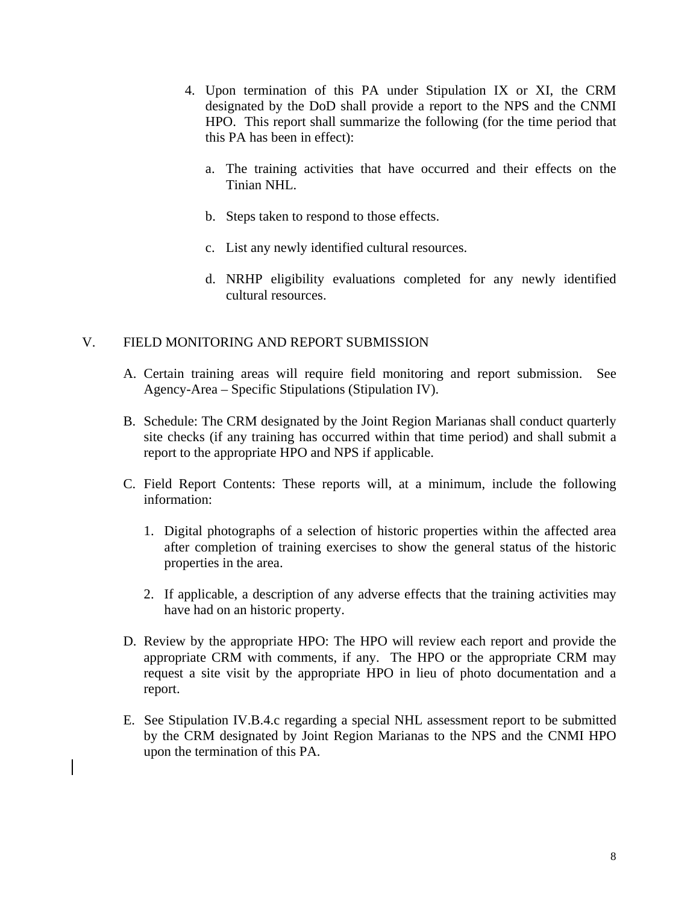4. Upon termination of this PA under Stipulation IX or XI, the CRM designated by the DoD shall provide a report to the NPS and the CNMI HPO. This report shall summarize the following (for the time period that this PA has been in effect):

   a. The training activities that have occurred and their effects on the Tinian NHL.

   b. Steps taken to respond to those effects.

   c. List any newly identified cultural resources.

   d. NRHP eligibility evaluations completed for any newly identified cultural resources.

## V. FIELD MONITORING AND REPORT SUBMISSION

A. Certain training areas will require field monitoring and report submission. See Agency-Area – Specific Stipulations (Stipulation IV).

B. Schedule: The CRM designated by the Joint Region Marianas shall conduct quarterly site checks (if any training has occurred within that time period) and shall submit a report to the appropriate HPO and NPS if applicable.

C. Field Report Contents: These reports will, at a minimum, include the following information:

   1. Digital photographs of a selection of historic properties within the affected area after completion of training exercises to show the general status of the historic properties in the area.

   2. If applicable, a description of any adverse effects that the training activities may have had on an historic property.

D. Review by the appropriate HPO: The HPO will review each report and provide the appropriate CRM with comments, if any. The HPO or the appropriate CRM may request a site visit by the appropriate HPO in lieu of photo documentation and a report.

E. See Stipulation IV.B.4.c regarding a special NHL assessment report to be submitted by the CRM designated by Joint Region Marianas to the NPS and the CNMI HPO upon the termination of this PA.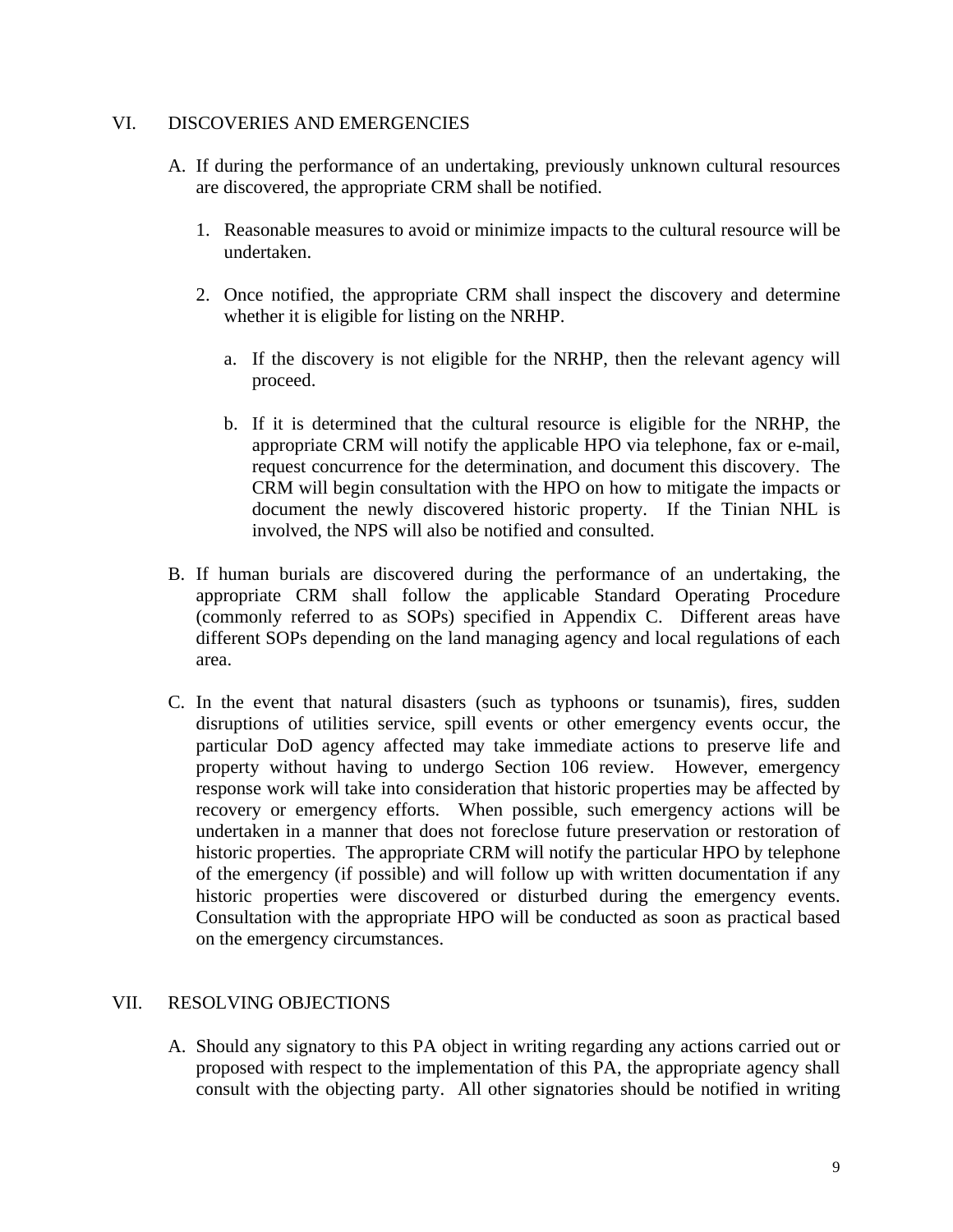## VI. DISCOVERIES AND EMERGENCIES

A. If during the performance of an undertaking, previously unknown cultural resources are discovered, the appropriate CRM shall be notified.

   1. Reasonable measures to avoid or minimize impacts to the cultural resource will be undertaken.

   2. Once notified, the appropriate CRM shall inspect the discovery and determine whether it is eligible for listing on the NRHP.

      a. If the discovery is not eligible for the NRHP, then the relevant agency will proceed.

      b. If it is determined that the cultural resource is eligible for the NRHP, the appropriate CRM will notify the applicable HPO via telephone, fax or e-mail, request concurrence for the determination, and document this discovery. The CRM will begin consultation with the HPO on how to mitigate the impacts or document the newly discovered historic property. If the Tinian NHL is involved, the NPS will also be notified and consulted.

B. If human burials are discovered during the performance of an undertaking, the appropriate CRM shall follow the applicable Standard Operating Procedure (commonly referred to as SOPs) specified in Appendix C. Different areas have different SOPs depending on the land managing agency and local regulations of each area.

C. In the event that natural disasters (such as typhoons or tsunamis), fires, sudden disruptions of utilities service, spill events or other emergency events occur, the particular DoD agency affected may take immediate actions to preserve life and property without having to undergo Section 106 review. However, emergency response work will take into consideration that historic properties may be affected by recovery or emergency efforts. When possible, such emergency actions will be undertaken in a manner that does not foreclose future preservation or restoration of historic properties. The appropriate CRM will notify the particular HPO by telephone of the emergency (if possible) and will follow up with written documentation if any historic properties were discovered or disturbed during the emergency events. Consultation with the appropriate HPO will be conducted as soon as practical based on the emergency circumstances.

## VII. RESOLVING OBJECTIONS

A. Should any signatory to this PA object in writing regarding any actions carried out or proposed with respect to the implementation of this PA, the appropriate agency shall consult with the objecting party. All other signatories should be notified in writing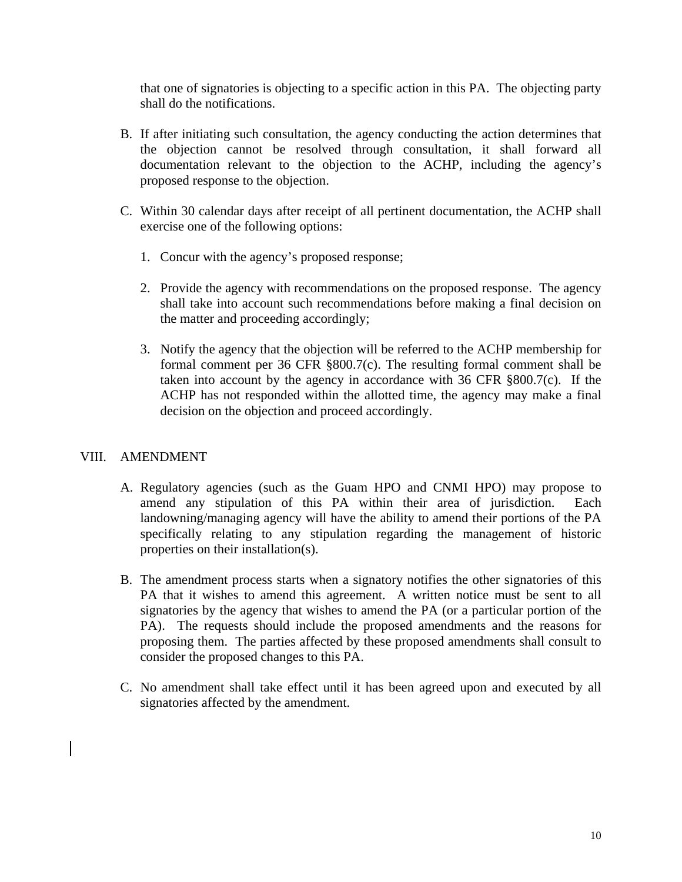that one of signatories is objecting to a specific action in this PA. The objecting party shall do the notifications.

B. If after initiating such consultation, the agency conducting the action determines that the objection cannot be resolved through consultation, it shall forward all documentation relevant to the objection to the ACHP, including the agency's proposed response to the objection.

C. Within 30 calendar days after receipt of all pertinent documentation, the ACHP shall exercise one of the following options:

   1. Concur with the agency's proposed response;

   2. Provide the agency with recommendations on the proposed response. The agency shall take into account such recommendations before making a final decision on the matter and proceeding accordingly;

   3. Notify the agency that the objection will be referred to the ACHP membership for formal comment per 36 CFR §800.7(c). The resulting formal comment shall be taken into account by the agency in accordance with 36 CFR §800.7(c). If the ACHP has not responded within the allotted time, the agency may make a final decision on the objection and proceed accordingly.

## VIII. AMENDMENT

A. Regulatory agencies (such as the Guam HPO and CNMI HPO) may propose to amend any stipulation of this PA within their area of jurisdiction. Each landowning/managing agency will have the ability to amend their portions of the PA specifically relating to any stipulation regarding the management of historic properties on their installation(s).

B. The amendment process starts when a signatory notifies the other signatories of this PA that it wishes to amend this agreement. A written notice must be sent to all signatories by the agency that wishes to amend the PA (or a particular portion of the PA). The requests should include the proposed amendments and the reasons for proposing them. The parties affected by these proposed amendments shall consult to consider the proposed changes to this PA.

C. No amendment shall take effect until it has been agreed upon and executed by all signatories affected by the amendment.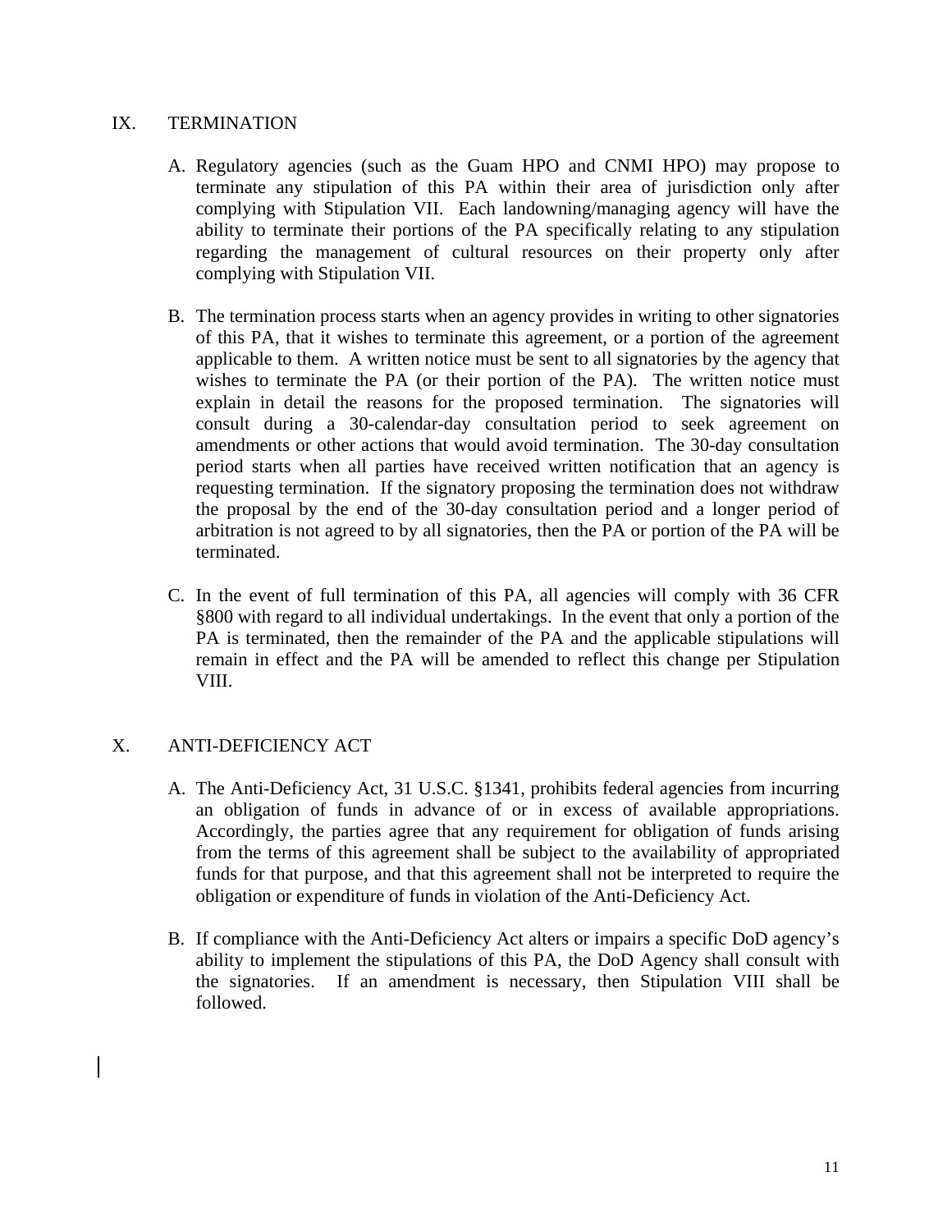## IX. TERMINATION

A. Regulatory agencies (such as the Guam HPO and CNMI HPO) may propose to terminate any stipulation of this PA within their area of jurisdiction only after complying with Stipulation VII. Each landowning/managing agency will have the ability to terminate their portions of the PA specifically relating to any stipulation regarding the management of cultural resources on their property only after complying with Stipulation VII.

B. The termination process starts when an agency provides in writing to other signatories of this PA, that it wishes to terminate this agreement, or a portion of the agreement applicable to them. A written notice must be sent to all signatories by the agency that wishes to terminate the PA (or their portion of the PA). The written notice must explain in detail the reasons for the proposed termination. The signatories will consult during a 30-calendar-day consultation period to seek agreement on amendments or other actions that would avoid termination. The 30-day consultation period starts when all parties have received written notification that an agency is requesting termination. If the signatory proposing the termination does not withdraw the proposal by the end of the 30-day consultation period and a longer period of arbitration is not agreed to by all signatories, then the PA or portion of the PA will be terminated.

C. In the event of full termination of this PA, all agencies will comply with 36 CFR §800 with regard to all individual undertakings. In the event that only a portion of the PA is terminated, then the remainder of the PA and the applicable stipulations will remain in effect and the PA will be amended to reflect this change per Stipulation VIII.

## X. ANTI-DEFICIENCY ACT

A. The Anti-Deficiency Act, 31 U.S.C. §1341, prohibits federal agencies from incurring an obligation of funds in advance of or in excess of available appropriations. Accordingly, the parties agree that any requirement for obligation of funds arising from the terms of this agreement shall be subject to the availability of appropriated funds for that purpose, and that this agreement shall not be interpreted to require the obligation or expenditure of funds in violation of the Anti-Deficiency Act.

B. If compliance with the Anti-Deficiency Act alters or impairs a specific DoD agency's ability to implement the stipulations of this PA, the DoD Agency shall consult with the signatories. If an amendment is necessary, then Stipulation VIII shall be followed.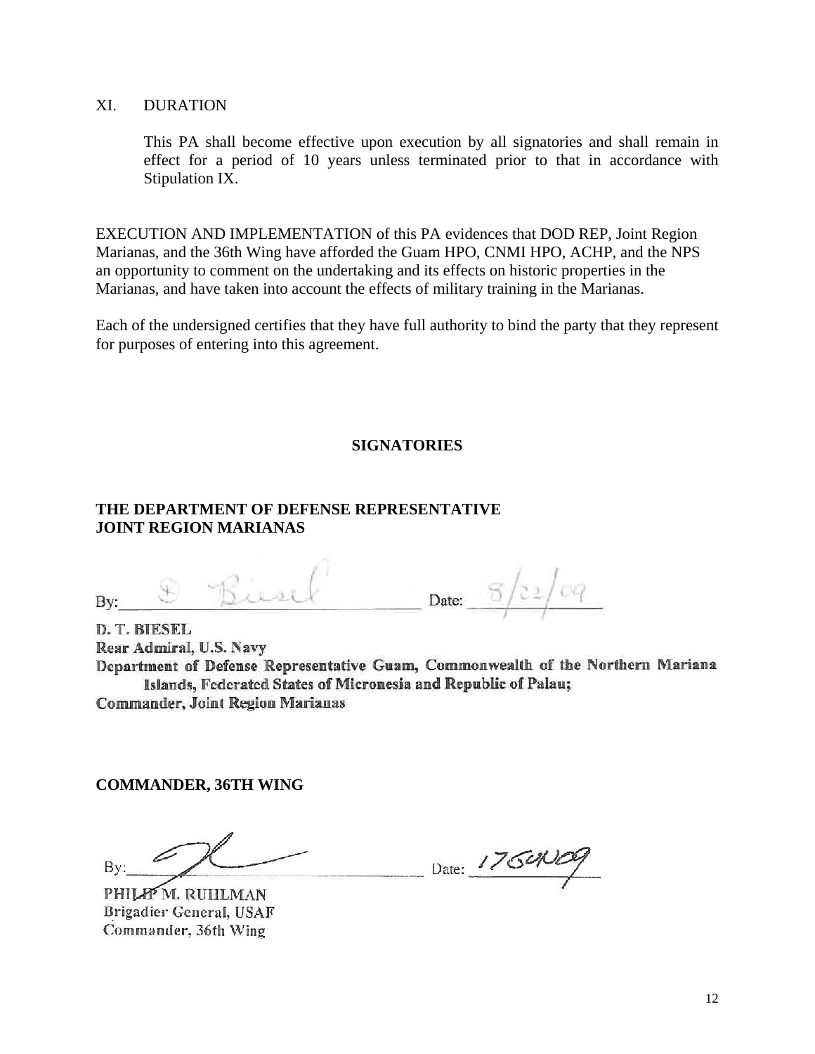XI. DURATION

This PA shall become effective upon execution by all signatories and shall remain in effect for a period of 10 years unless terminated prior to that in accordance with Stipulation IX.

EXECUTION AND IMPLEMENTATION of this PA evidences that DOD REP, Joint Region Marianas, and the 36th Wing have afforded the Guam HPO, CNMI HPO, ACHP, and the NPS an opportunity to comment on the undertaking and its effects on historic properties in the Marianas, and have taken into account the effects of military training in the Marianas.

Each of the undersigned certifies that they have full authority to bind the party that they represent for purposes of entering into this agreement.

**SIGNATORIES**

**THE DEPARTMENT OF DEFENSE REPRESENTATIVE**
**JOINT REGION MARIANAS**

By: D Biesel Date: 8/22/09

D. T. BIESEL
Rear Admiral, U.S. Navy
Department of Defense Representative Guam, Commonwealth of the Northern Mariana Islands, Federated States of Micronesia and Republic of Palau;
Commander, Joint Region Marianas

**COMMANDER, 36TH WING**

By: ______________________ Date: 17 AUG 09

PHILIP M. RUHLMAN
Brigadier General, USAF
Commander, 36th Wing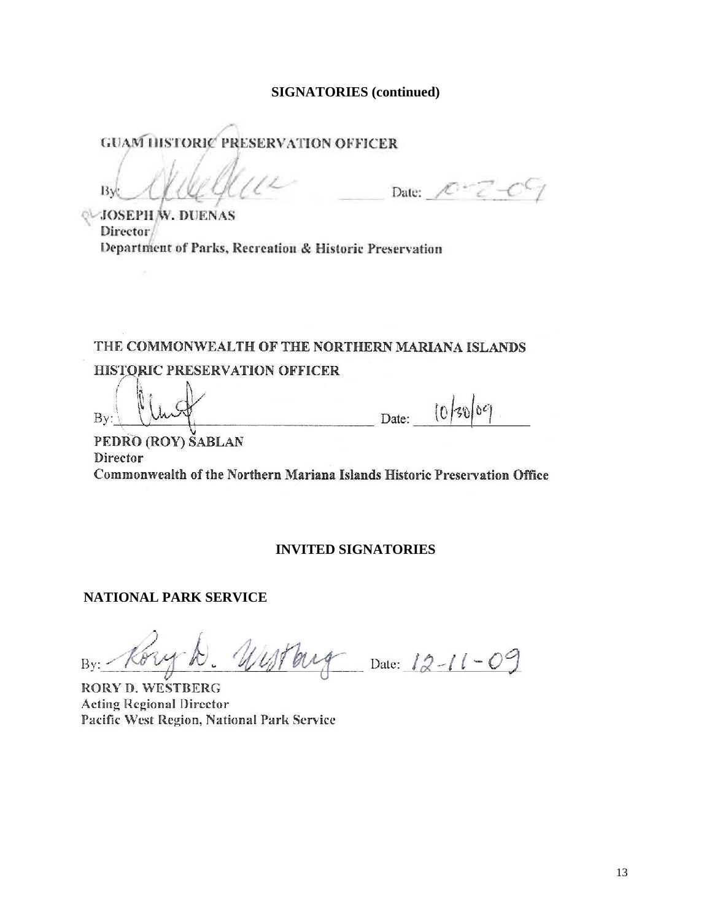**SIGNATORIES (continued)**

GUAM HISTORIC PRESERVATION OFFICER

By: ______________________ Date: 12-2-09

JOSEPH W. DUENAS
Director
Department of Parks, Recreation & Historic Preservation

THE COMMONWEALTH OF THE NORTHERN MARIANA ISLANDS
HISTORIC PRESERVATION OFFICER

By: ______________________ Date: 10/30/09

PEDRO (ROY) SABLAN
Director
Commonwealth of the Northern Mariana Islands Historic Preservation Office

**INVITED SIGNATORIES**

**NATIONAL PARK SERVICE**

By: ______________________ Date: 12-11-09

RORY D. WESTBERG
Acting Regional Director
Pacific West Region, National Park Service